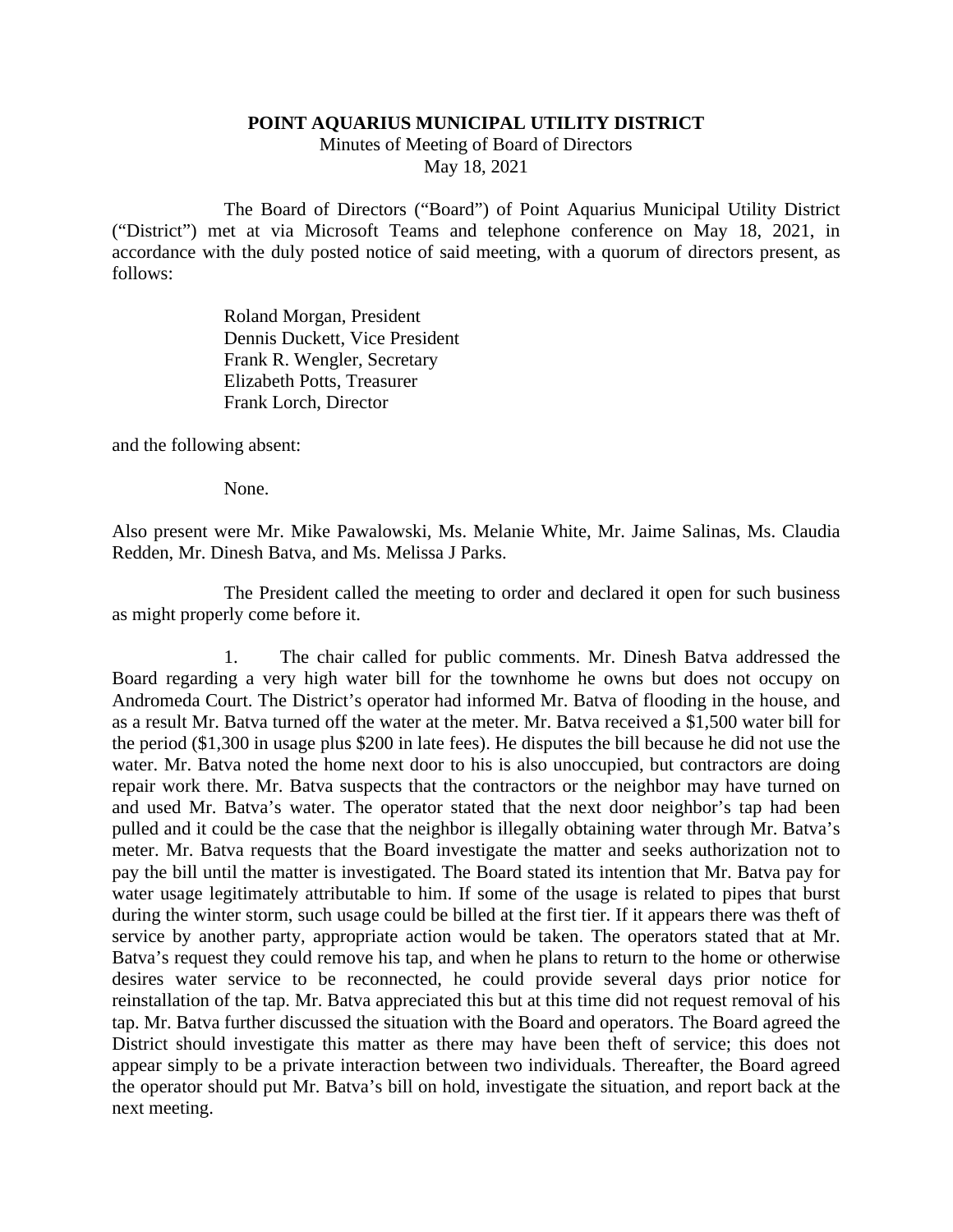# POINT AQUARIUS MUNICIPAL UTILITY DISTRICT

Minutes of Meeting of Board of Directors
May 18, 2021

The Board of Directors ("Board") of Point Aquarius Municipal Utility District ("District") met at via Microsoft Teams and telephone conference on May 18, 2021, in accordance with the duly posted notice of said meeting, with a quorum of directors present, as follows:

Roland Morgan, President
Dennis Duckett, Vice President
Frank R. Wengler, Secretary
Elizabeth Potts, Treasurer
Frank Lorch, Director

and the following absent:

None.

Also present were Mr. Mike Pawalowski, Ms. Melanie White, Mr. Jaime Salinas, Ms. Claudia Redden, Mr. Dinesh Batva, and Ms. Melissa J Parks.

The President called the meeting to order and declared it open for such business as might properly come before it.

1. The chair called for public comments. Mr. Dinesh Batva addressed the Board regarding a very high water bill for the townhome he owns but does not occupy on Andromeda Court. The District's operator had informed Mr. Batva of flooding in the house, and as a result Mr. Batva turned off the water at the meter. Mr. Batva received a $1,500 water bill for the period ($1,300 in usage plus $200 in late fees). He disputes the bill because he did not use the water. Mr. Batva noted the home next door to his is also unoccupied, but contractors are doing repair work there. Mr. Batva suspects that the contractors or the neighbor may have turned on and used Mr. Batva's water. The operator stated that the next door neighbor's tap had been pulled and it could be the case that the neighbor is illegally obtaining water through Mr. Batva's meter. Mr. Batva requests that the Board investigate the matter and seeks authorization not to pay the bill until the matter is investigated. The Board stated its intention that Mr. Batva pay for water usage legitimately attributable to him. If some of the usage is related to pipes that burst during the winter storm, such usage could be billed at the first tier. If it appears there was theft of service by another party, appropriate action would be taken. The operators stated that at Mr. Batva's request they could remove his tap, and when he plans to return to the home or otherwise desires water service to be reconnected, he could provide several days prior notice for reinstallation of the tap. Mr. Batva appreciated this but at this time did not request removal of his tap. Mr. Batva further discussed the situation with the Board and operators. The Board agreed the District should investigate this matter as there may have been theft of service; this does not appear simply to be a private interaction between two individuals. Thereafter, the Board agreed the operator should put Mr. Batva's bill on hold, investigate the situation, and report back at the next meeting.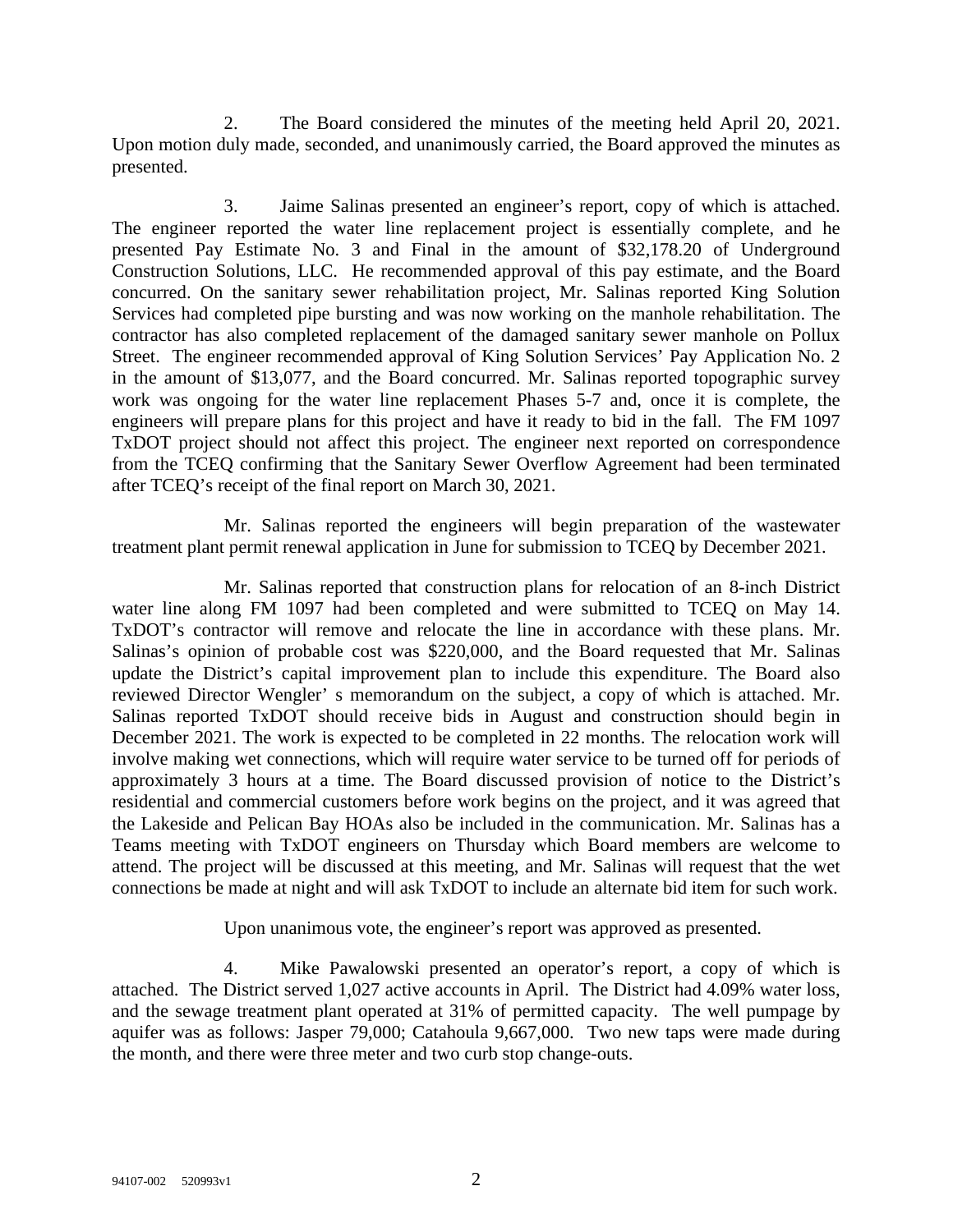2. The Board considered the minutes of the meeting held April 20, 2021. Upon motion duly made, seconded, and unanimously carried, the Board approved the minutes as presented.

3. Jaime Salinas presented an engineer's report, copy of which is attached. The engineer reported the water line replacement project is essentially complete, and he presented Pay Estimate No. 3 and Final in the amount of $32,178.20 of Underground Construction Solutions, LLC. He recommended approval of this pay estimate, and the Board concurred. On the sanitary sewer rehabilitation project, Mr. Salinas reported King Solution Services had completed pipe bursting and was now working on the manhole rehabilitation. The contractor has also completed replacement of the damaged sanitary sewer manhole on Pollux Street. The engineer recommended approval of King Solution Services' Pay Application No. 2 in the amount of $13,077, and the Board concurred. Mr. Salinas reported topographic survey work was ongoing for the water line replacement Phases 5-7 and, once it is complete, the engineers will prepare plans for this project and have it ready to bid in the fall. The FM 1097 TxDOT project should not affect this project. The engineer next reported on correspondence from the TCEQ confirming that the Sanitary Sewer Overflow Agreement had been terminated after TCEQ's receipt of the final report on March 30, 2021.

Mr. Salinas reported the engineers will begin preparation of the wastewater treatment plant permit renewal application in June for submission to TCEQ by December 2021.

Mr. Salinas reported that construction plans for relocation of an 8-inch District water line along FM 1097 had been completed and were submitted to TCEQ on May 14. TxDOT's contractor will remove and relocate the line in accordance with these plans. Mr. Salinas's opinion of probable cost was $220,000, and the Board requested that Mr. Salinas update the District's capital improvement plan to include this expenditure. The Board also reviewed Director Wengler' s memorandum on the subject, a copy of which is attached. Mr. Salinas reported TxDOT should receive bids in August and construction should begin in December 2021. The work is expected to be completed in 22 months. The relocation work will involve making wet connections, which will require water service to be turned off for periods of approximately 3 hours at a time. The Board discussed provision of notice to the District's residential and commercial customers before work begins on the project, and it was agreed that the Lakeside and Pelican Bay HOAs also be included in the communication. Mr. Salinas has a Teams meeting with TxDOT engineers on Thursday which Board members are welcome to attend. The project will be discussed at this meeting, and Mr. Salinas will request that the wet connections be made at night and will ask TxDOT to include an alternate bid item for such work.

Upon unanimous vote, the engineer's report was approved as presented.

4. Mike Pawalowski presented an operator's report, a copy of which is attached. The District served 1,027 active accounts in April. The District had 4.09% water loss, and the sewage treatment plant operated at 31% of permitted capacity. The well pumpage by aquifer was as follows: Jasper 79,000; Catahoula 9,667,000. Two new taps were made during the month, and there were three meter and two curb stop change-outs.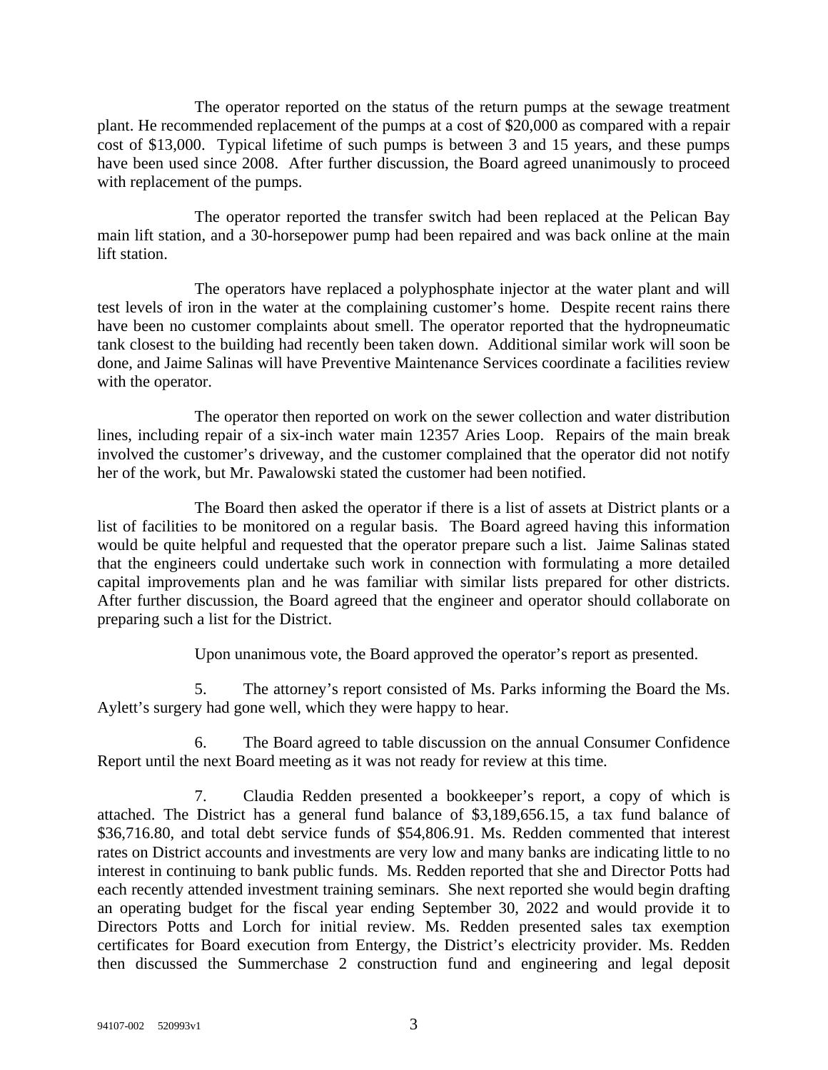The operator reported on the status of the return pumps at the sewage treatment plant. He recommended replacement of the pumps at a cost of $20,000 as compared with a repair cost of $13,000. Typical lifetime of such pumps is between 3 and 15 years, and these pumps have been used since 2008. After further discussion, the Board agreed unanimously to proceed with replacement of the pumps.

The operator reported the transfer switch had been replaced at the Pelican Bay main lift station, and a 30-horsepower pump had been repaired and was back online at the main lift station.

The operators have replaced a polyphosphate injector at the water plant and will test levels of iron in the water at the complaining customer's home. Despite recent rains there have been no customer complaints about smell. The operator reported that the hydropneumatic tank closest to the building had recently been taken down. Additional similar work will soon be done, and Jaime Salinas will have Preventive Maintenance Services coordinate a facilities review with the operator.

The operator then reported on work on the sewer collection and water distribution lines, including repair of a six-inch water main 12357 Aries Loop. Repairs of the main break involved the customer's driveway, and the customer complained that the operator did not notify her of the work, but Mr. Pawalowski stated the customer had been notified.

The Board then asked the operator if there is a list of assets at District plants or a list of facilities to be monitored on a regular basis. The Board agreed having this information would be quite helpful and requested that the operator prepare such a list. Jaime Salinas stated that the engineers could undertake such work in connection with formulating a more detailed capital improvements plan and he was familiar with similar lists prepared for other districts. After further discussion, the Board agreed that the engineer and operator should collaborate on preparing such a list for the District.

Upon unanimous vote, the Board approved the operator's report as presented.

5. The attorney's report consisted of Ms. Parks informing the Board the Ms. Aylett's surgery had gone well, which they were happy to hear.

6. The Board agreed to table discussion on the annual Consumer Confidence Report until the next Board meeting as it was not ready for review at this time.

7. Claudia Redden presented a bookkeeper's report, a copy of which is attached. The District has a general fund balance of $3,189,656.15, a tax fund balance of $36,716.80, and total debt service funds of $54,806.91. Ms. Redden commented that interest rates on District accounts and investments are very low and many banks are indicating little to no interest in continuing to bank public funds. Ms. Redden reported that she and Director Potts had each recently attended investment training seminars. She next reported she would begin drafting an operating budget for the fiscal year ending September 30, 2022 and would provide it to Directors Potts and Lorch for initial review. Ms. Redden presented sales tax exemption certificates for Board execution from Entergy, the District's electricity provider. Ms. Redden then discussed the Summerchase 2 construction fund and engineering and legal deposit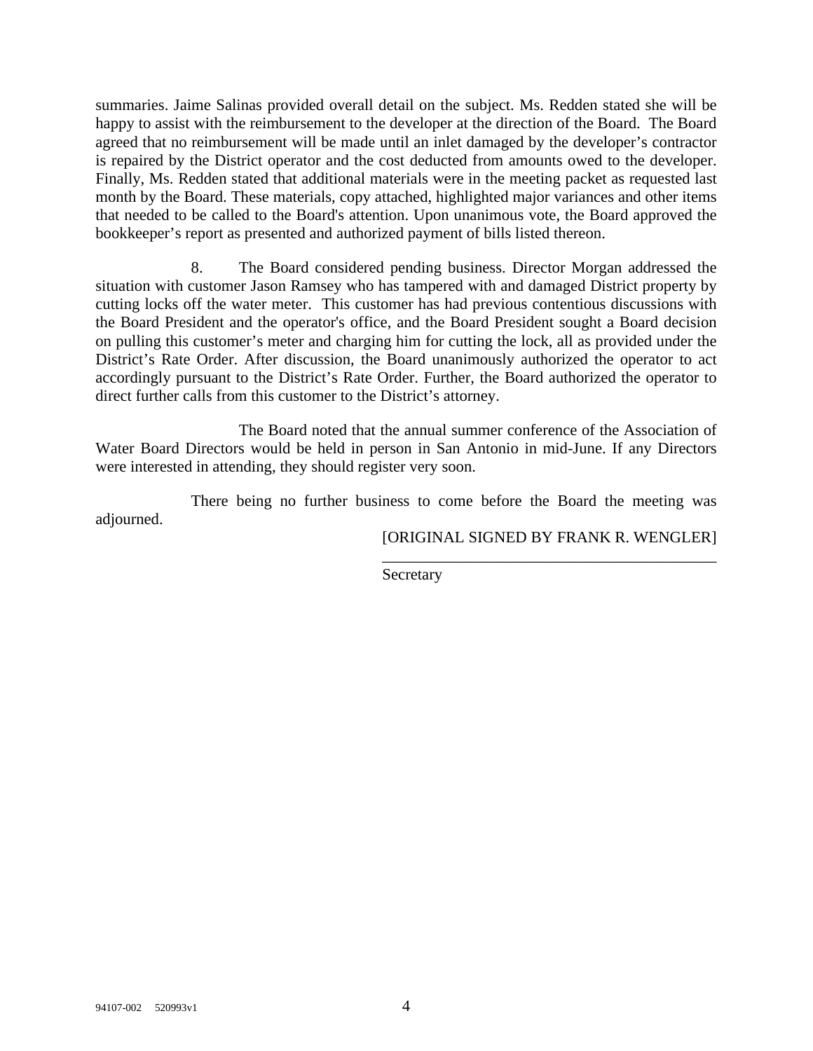summaries. Jaime Salinas provided overall detail on the subject. Ms. Redden stated she will be happy to assist with the reimbursement to the developer at the direction of the Board. The Board agreed that no reimbursement will be made until an inlet damaged by the developer's contractor is repaired by the District operator and the cost deducted from amounts owed to the developer. Finally, Ms. Redden stated that additional materials were in the meeting packet as requested last month by the Board. These materials, copy attached, highlighted major variances and other items that needed to be called to the Board's attention. Upon unanimous vote, the Board approved the bookkeeper's report as presented and authorized payment of bills listed thereon.

8. The Board considered pending business. Director Morgan addressed the situation with customer Jason Ramsey who has tampered with and damaged District property by cutting locks off the water meter. This customer has had previous contentious discussions with the Board President and the operator's office, and the Board President sought a Board decision on pulling this customer's meter and charging him for cutting the lock, all as provided under the District's Rate Order. After discussion, the Board unanimously authorized the operator to act accordingly pursuant to the District's Rate Order. Further, the Board authorized the operator to direct further calls from this customer to the District's attorney.

The Board noted that the annual summer conference of the Association of Water Board Directors would be held in person in San Antonio in mid-June. If any Directors were interested in attending, they should register very soon.

There being no further business to come before the Board the meeting was adjourned.

[ORIGINAL SIGNED BY FRANK R. WENGLER]

_____________________________________________

Secretary

94107-002 520993v1